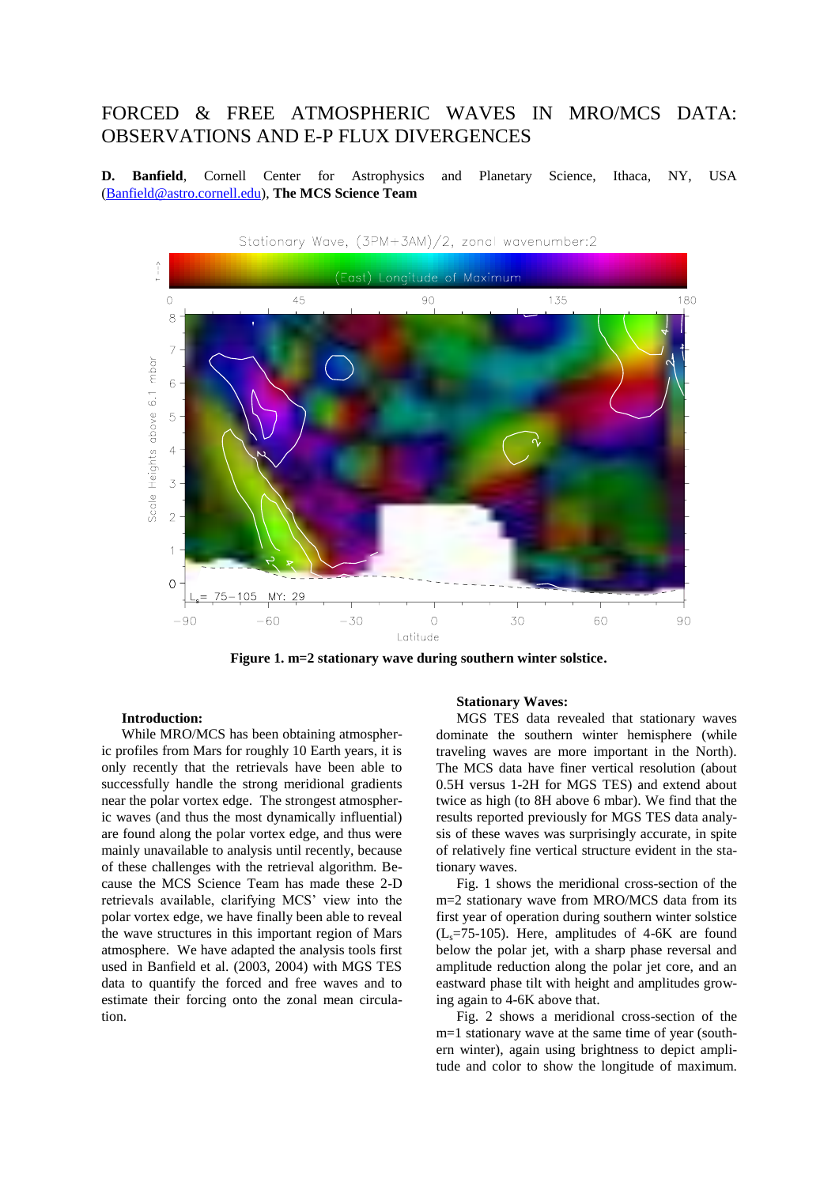# FORCED & FREE ATMOSPHERIC WAVES IN MRO/MCS DATA: OBSERVATIONS AND E-P FLUX DIVERGENCES

**D. Banfield**, Cornell Center for Astrophysics and Planetary Science, Ithaca, NY, USA (Banfield@astro.cornell.edu), **The MCS Science Team**

Stationary Wave, (3PM+3AM)/2, zonal wavenumber:2

T --->

(East) Longitude of Maximum

0 45 90 135 180

Scale Heights above 6.1 mbar

8 7 6 5 4 3 2 1 0

$L_s$= 75–105 MY: 29

-90 -60 -30 0 30 60 90

Latitude

**Figure 1. m=2 stationary wave during southern winter solstice.**

**Introduction:**

While MRO/MCS has been obtaining atmospheric profiles from Mars for roughly 10 Earth years, it is only recently that the retrievals have been able to successfully handle the strong meridional gradients near the polar vortex edge. The strongest atmospheric waves (and thus the most dynamically influential) are found along the polar vortex edge, and thus were mainly unavailable to analysis until recently, because of these challenges with the retrieval algorithm. Because the MCS Science Team has made these 2-D retrievals available, clarifying MCS' view into the polar vortex edge, we have finally been able to reveal the wave structures in this important region of Mars atmosphere. We have adapted the analysis tools first used in Banfield et al. (2003, 2004) with MGS TES data to quantify the forced and free waves and to estimate their forcing onto the zonal mean circulation.

**Stationary Waves:**

MGS TES data revealed that stationary waves dominate the southern winter hemisphere (while traveling waves are more important in the North). The MCS data have finer vertical resolution (about 0.5H versus 1-2H for MGS TES) and extend about twice as high (to 8H above 6 mbar). We find that the results reported previously for MGS TES data analysis of these waves was surprisingly accurate, in spite of relatively fine vertical structure evident in the stationary waves.

Fig. 1 shows the meridional cross-section of the m=2 stationary wave from MRO/MCS data from its first year of operation during southern winter solstice ($L_s$=75-105). Here, amplitudes of 4-6K are found below the polar jet, with a sharp phase reversal and amplitude reduction along the polar jet core, and an eastward phase tilt with height and amplitudes growing again to 4-6K above that.

Fig. 2 shows a meridional cross-section of the m=1 stationary wave at the same time of year (southern winter), again using brightness to depict amplitude and color to show the longitude of maximum.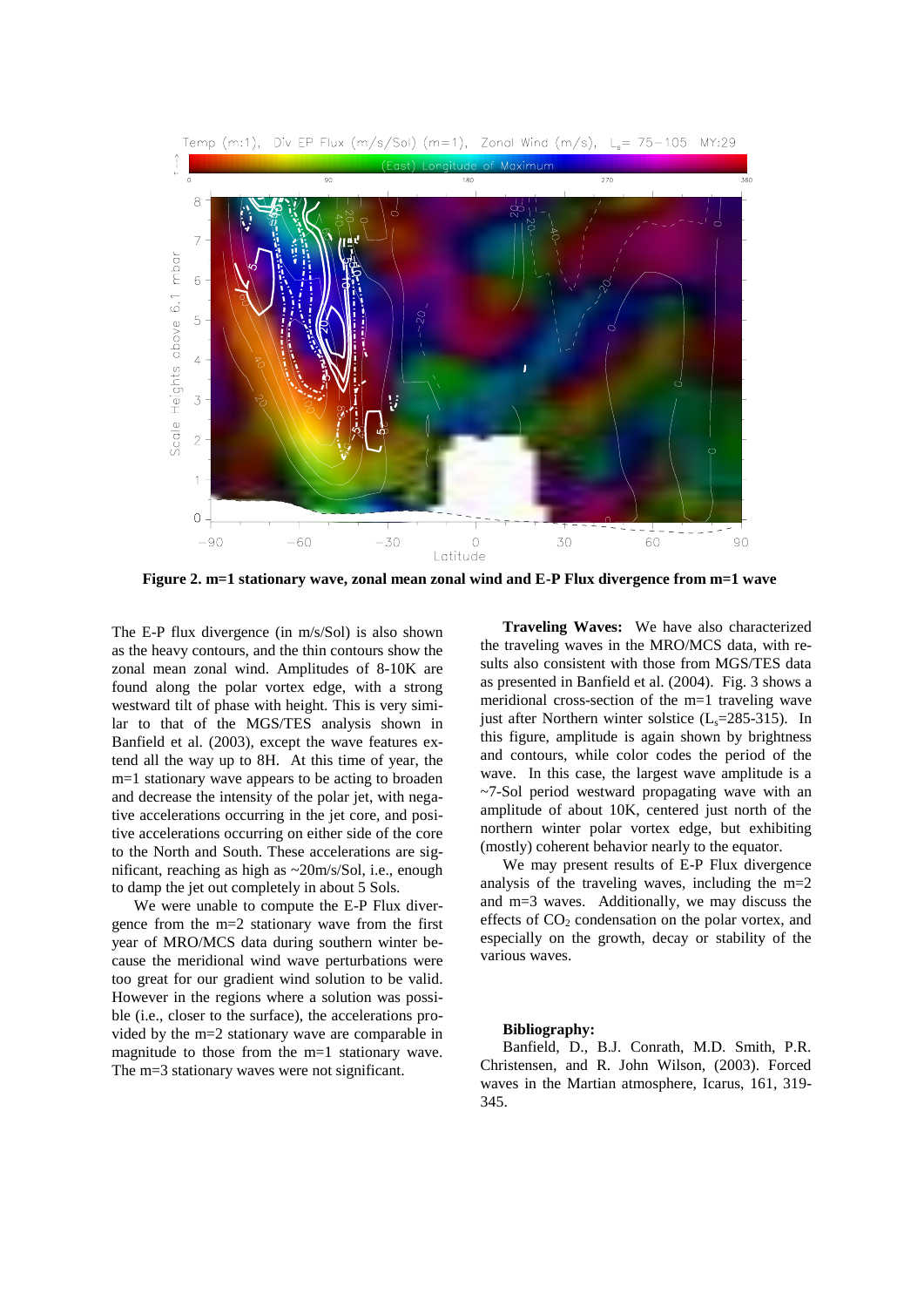**Figure 2. m=1 stationary wave, zonal mean zonal wind and E-P Flux divergence from m=1 wave**

The E-P flux divergence (in m/s/Sol) is also shown as the heavy contours, and the thin contours show the zonal mean zonal wind. Amplitudes of 8-10K are found along the polar vortex edge, with a strong westward tilt of phase with height. This is very similar to that of the MGS/TES analysis shown in Banfield et al. (2003), except the wave features extend all the way up to 8H. At this time of year, the m=1 stationary wave appears to be acting to broaden and decrease the intensity of the polar jet, with negative accelerations occurring in the jet core, and positive accelerations occurring on either side of the core to the North and South. These accelerations are significant, reaching as high as ~20m/s/Sol, i.e., enough to damp the jet out completely in about 5 Sols.

We were unable to compute the E-P Flux divergence from the m=2 stationary wave from the first year of MRO/MCS data during southern winter because the meridional wind wave perturbations were too great for our gradient wind solution to be valid. However in the regions where a solution was possible (i.e., closer to the surface), the accelerations provided by the m=2 stationary wave are comparable in magnitude to those from the m=1 stationary wave. The m=3 stationary waves were not significant.

**Traveling Waves:** We have also characterized the traveling waves in the MRO/MCS data, with results also consistent with those from MGS/TES data as presented in Banfield et al. (2004). Fig. 3 shows a meridional cross-section of the m=1 traveling wave just after Northern winter solstice ($L_s$=285-315). In this figure, amplitude is again shown by brightness and contours, while color codes the period of the wave. In this case, the largest wave amplitude is a ~7-Sol period westward propagating wave with an amplitude of about 10K, centered just north of the northern winter polar vortex edge, but exhibiting (mostly) coherent behavior nearly to the equator.

We may present results of E-P Flux divergence analysis of the traveling waves, including the m=2 and m=3 waves. Additionally, we may discuss the effects of $CO_2$ condensation on the polar vortex, and especially on the growth, decay or stability of the various waves.

**Bibliography:**

Banfield, D., B.J. Conrath, M.D. Smith, P.R. Christensen, and R. John Wilson, (2003). Forced waves in the Martian atmosphere, Icarus, 161, 319-345.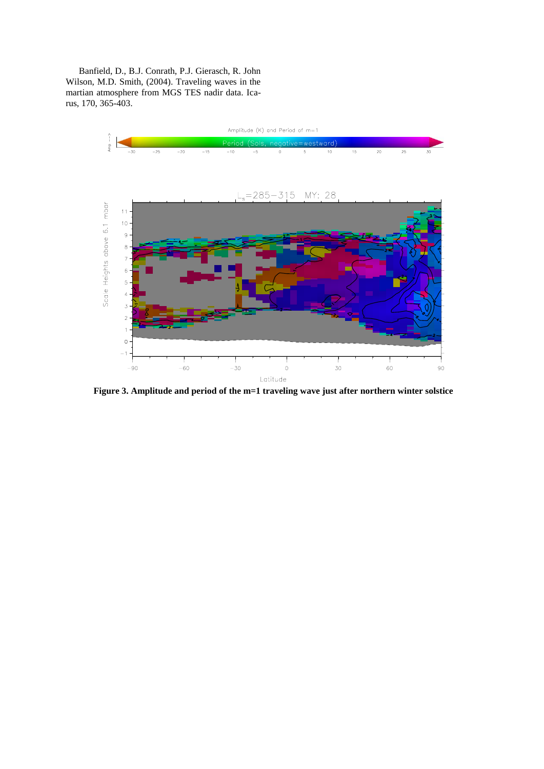Banfield, D., B.J. Conrath, P.J. Gierasch, R. John Wilson, M.D. Smith, (2004). Traveling waves in the martian atmosphere from MGS TES nadir data. Icarus, 170, 365-403.

Amplitude (K) and Period of m=1

Amp -->

Period (Sols, negative=westward)

−30 −25 −20 −15 −10 −5 0 5 10 15 20 25 30

$L_s$=285−315 MY: 28

Scale Heights above 6.1 mbar

11 10 9 8 7 6 5 4 3 2 1 0 −1

−90 −60 −30 0 30 60 90

Latitude

**Figure 3. Amplitude and period of the m=1 traveling wave just after northern winter solstice**